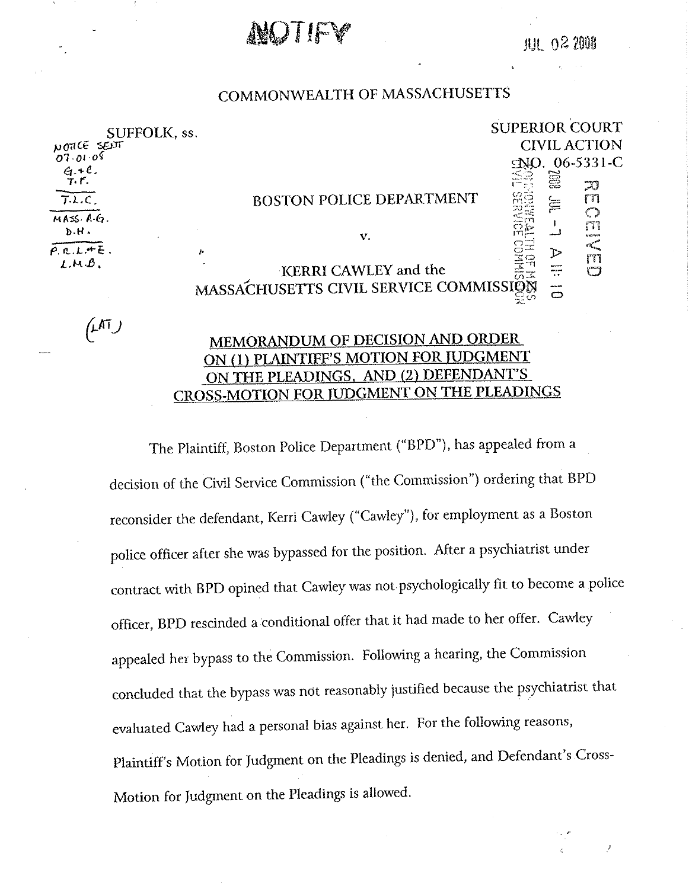NOTIFY

JUL 02 2008

COMMONWEALTH OF MASSACHUSETTS

SUFFOLK, ss.

SUPERIOR COURT
CIVIL ACTION
NO. 06-5331-C

NOTICE SENT
07-01-08
G.+C.
T.F.
T.L.C.
MASS. A.G.
D.H.
P.R.L.+E.
L.M.B.

BOSTON POLICE DEPARTMENT

v.

KERRI CAWLEY and the
MASSACHUSETTS CIVIL SERVICE COMMISSION

RECEIVED
2008 JUL -7 A 11:10
COMMONWEALTH OF MASS
CIVIL SERVICE COMMISSION

(LAT)

## MEMORANDUM OF DECISION AND ORDER ON (1) PLAINTIFF'S MOTION FOR JUDGMENT ON THE PLEADINGS, AND (2) DEFENDANT'S CROSS-MOTION FOR JUDGMENT ON THE PLEADINGS

The Plaintiff, Boston Police Department ("BPD"), has appealed from a decision of the Civil Service Commission ("the Commission") ordering that BPD reconsider the defendant, Kerri Cawley ("Cawley"), for employment as a Boston police officer after she was bypassed for the position. After a psychiatrist under contract with BPD opined that Cawley was not psychologically fit to become a police officer, BPD rescinded a conditional offer that it had made to her offer. Cawley appealed her bypass to the Commission. Following a hearing, the Commission concluded that the bypass was not reasonably justified because the psychiatrist that evaluated Cawley had a personal bias against her. For the following reasons, Plaintiff's Motion for Judgment on the Pleadings is denied, and Defendant's Cross-Motion for Judgment on the Pleadings is allowed.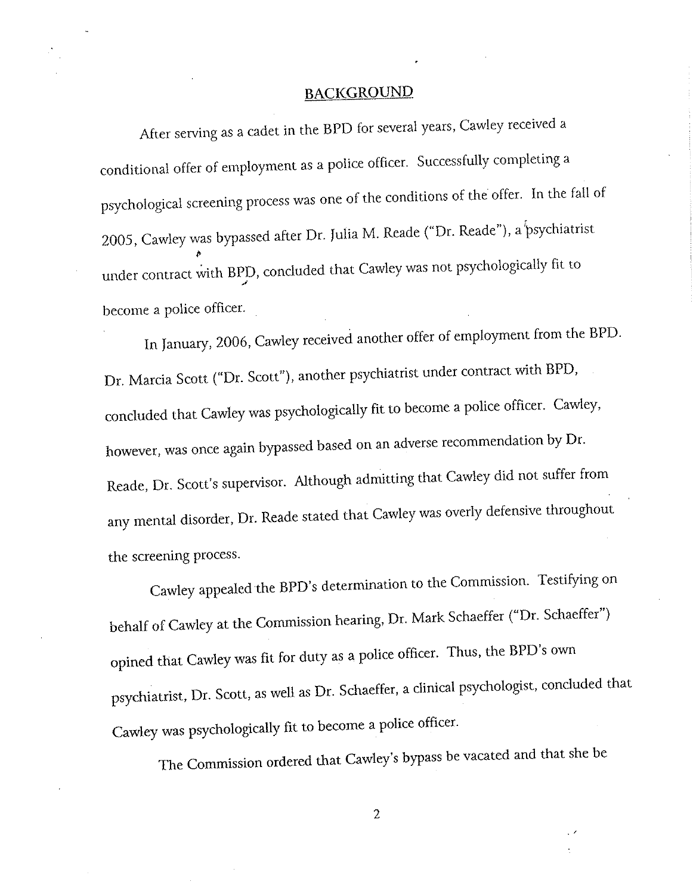## BACKGROUND

After serving as a cadet in the BPD for several years, Cawley received a conditional offer of employment as a police officer. Successfully completing a psychological screening process was one of the conditions of the offer. In the fall of 2005, Cawley was bypassed after Dr. Julia M. Reade ("Dr. Reade"), a psychiatrist under contract with BPD, concluded that Cawley was not psychologically fit to become a police officer.

In January, 2006, Cawley received another offer of employment from the BPD. Dr. Marcia Scott ("Dr. Scott"), another psychiatrist under contract with BPD, concluded that Cawley was psychologically fit to become a police officer. Cawley, however, was once again bypassed based on an adverse recommendation by Dr. Reade, Dr. Scott's supervisor. Although admitting that Cawley did not suffer from any mental disorder, Dr. Reade stated that Cawley was overly defensive throughout the screening process.

Cawley appealed the BPD's determination to the Commission. Testifying on behalf of Cawley at the Commission hearing, Dr. Mark Schaeffer ("Dr. Schaeffer") opined that Cawley was fit for duty as a police officer. Thus, the BPD's own psychiatrist, Dr. Scott, as well as Dr. Schaeffer, a clinical psychologist, concluded that Cawley was psychologically fit to become a police officer.

The Commission ordered that Cawley's bypass be vacated and that she be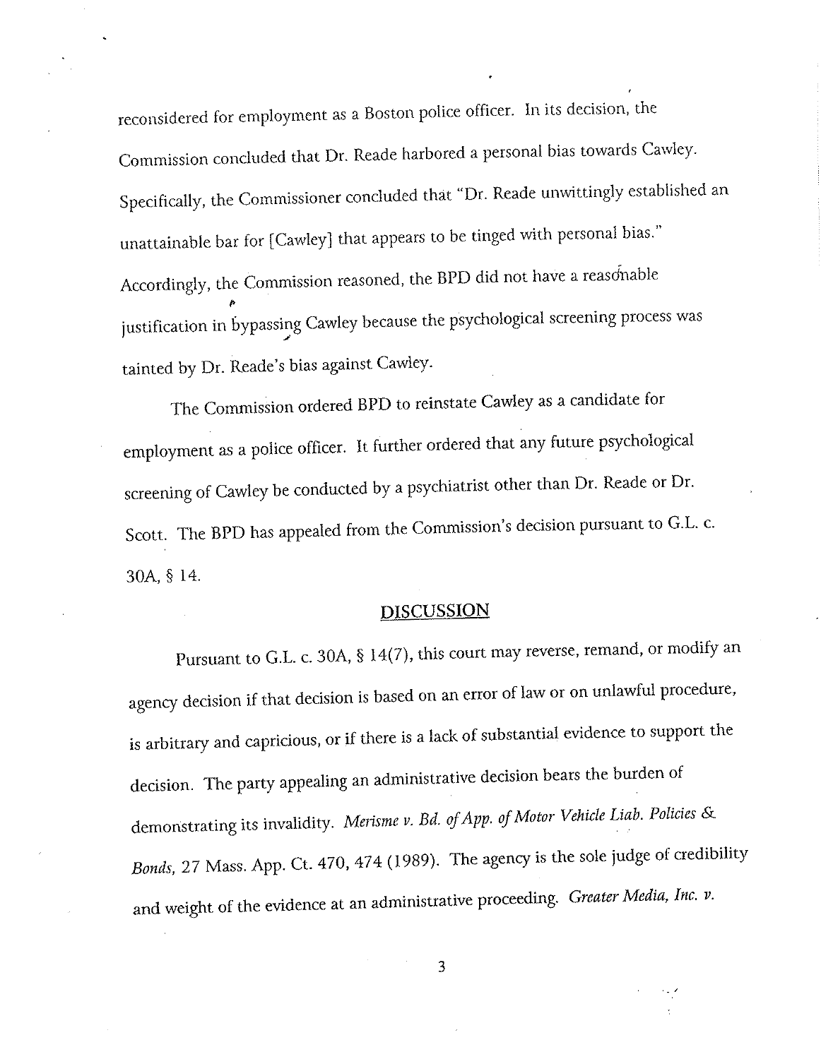reconsidered for employment as a Boston police officer. In its decision, the Commission concluded that Dr. Reade harbored a personal bias towards Cawley. Specifically, the Commissioner concluded that "Dr. Reade unwittingly established an unattainable bar for [Cawley] that appears to be tinged with personal bias." Accordingly, the Commission reasoned, the BPD did not have a reasonable justification in bypassing Cawley because the psychological screening process was tainted by Dr. Reade's bias against Cawley.

The Commission ordered BPD to reinstate Cawley as a candidate for employment as a police officer. It further ordered that any future psychological screening of Cawley be conducted by a psychiatrist other than Dr. Reade or Dr. Scott. The BPD has appealed from the Commission's decision pursuant to G.L. c. 30A, § 14.

## DISCUSSION

Pursuant to G.L. c. 30A, § 14(7), this court may reverse, remand, or modify an agency decision if that decision is based on an error of law or on unlawful procedure, is arbitrary and capricious, or if there is a lack of substantial evidence to support the decision. The party appealing an administrative decision bears the burden of demonstrating its invalidity. *Merisme v. Bd. of App. of Motor Vehicle Liab. Policies & Bonds*, 27 Mass. App. Ct. 470, 474 (1989). The agency is the sole judge of credibility and weight of the evidence at an administrative proceeding. *Greater Media, Inc. v.*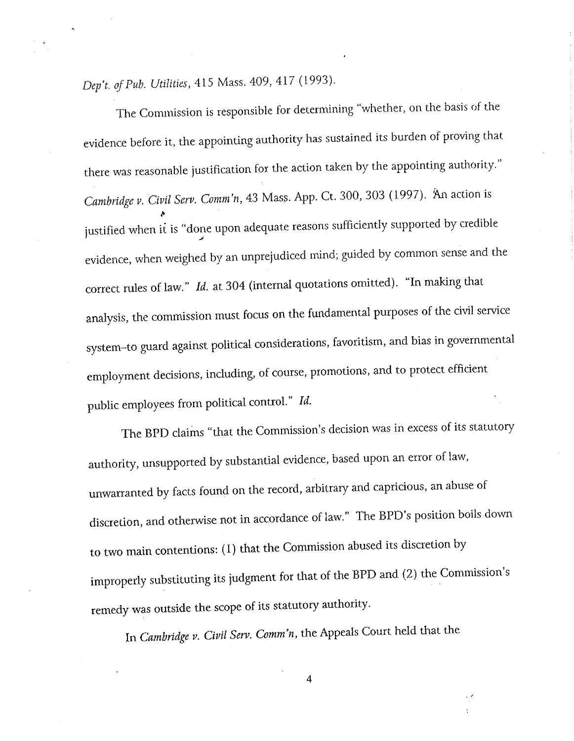*Dep't. of Pub. Utilities*, 415 Mass. 409, 417 (1993).

The Commission is responsible for determining "whether, on the basis of the evidence before it, the appointing authority has sustained its burden of proving that there was reasonable justification for the action taken by the appointing authority." *Cambridge v. Civil Serv. Comm'n*, 43 Mass. App. Ct. 300, 303 (1997). An action is justified when it is "done upon adequate reasons sufficiently supported by credible evidence, when weighed by an unprejudiced mind; guided by common sense and the correct rules of law." *Id.* at 304 (internal quotations omitted). "In making that analysis, the commission must focus on the fundamental purposes of the civil service system–to guard against political considerations, favoritism, and bias in governmental employment decisions, including, of course, promotions, and to protect efficient public employees from political control." *Id.*

The BPD claims "that the Commission's decision was in excess of its statutory authority, unsupported by substantial evidence, based upon an error of law, unwarranted by facts found on the record, arbitrary and capricious, an abuse of discretion, and otherwise not in accordance of law." The BPD's position boils down to two main contentions: (1) that the Commission abused its discretion by improperly substituting its judgment for that of the BPD and (2) the Commission's remedy was outside the scope of its statutory authority.

In *Cambridge v. Civil Serv. Comm'n*, the Appeals Court held that the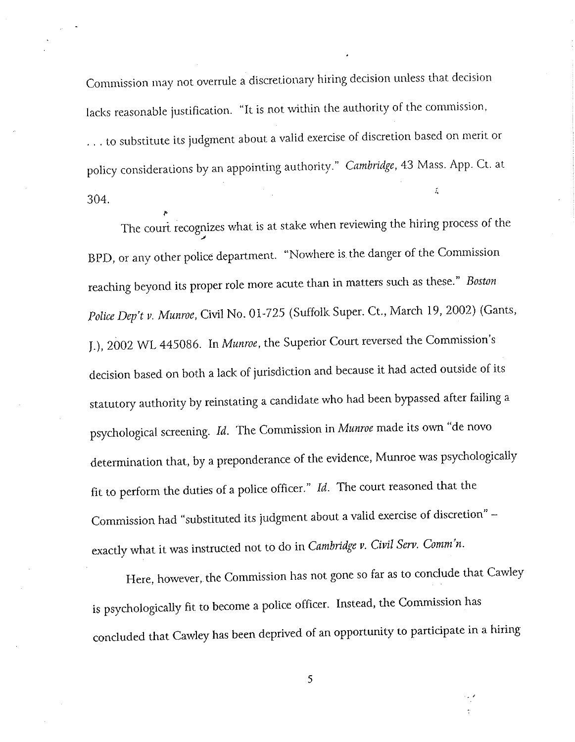Commission may not overrule a discretionary hiring decision unless that decision lacks reasonable justification. "It is not within the authority of the commission, . . . to substitute its judgment about a valid exercise of discretion based on merit or policy considerations by an appointing authority." *Cambridge*, 43 Mass. App. Ct. at 304.

The court recognizes what is at stake when reviewing the hiring process of the BPD, or any other police department. "Nowhere is the danger of the Commission reaching beyond its proper role more acute than in matters such as these." *Boston Police Dep't v. Munroe*, Civil No. 01-725 (Suffolk Super. Ct., March 19, 2002) (Gants, J.), 2002 WL 445086. In *Munroe*, the Superior Court reversed the Commission's decision based on both a lack of jurisdiction and because it had acted outside of its statutory authority by reinstating a candidate who had been bypassed after failing a psychological screening. *Id.* The Commission in *Munroe* made its own "de novo determination that, by a preponderance of the evidence, Munroe was psychologically fit to perform the duties of a police officer." *Id.* The court reasoned that the Commission had "substituted its judgment about a valid exercise of discretion" – exactly what it was instructed not to do in *Cambridge v. Civil Serv. Comm'n.*

Here, however, the Commission has not gone so far as to conclude that Cawley is psychologically fit to become a police officer. Instead, the Commission has concluded that Cawley has been deprived of an opportunity to participate in a hiring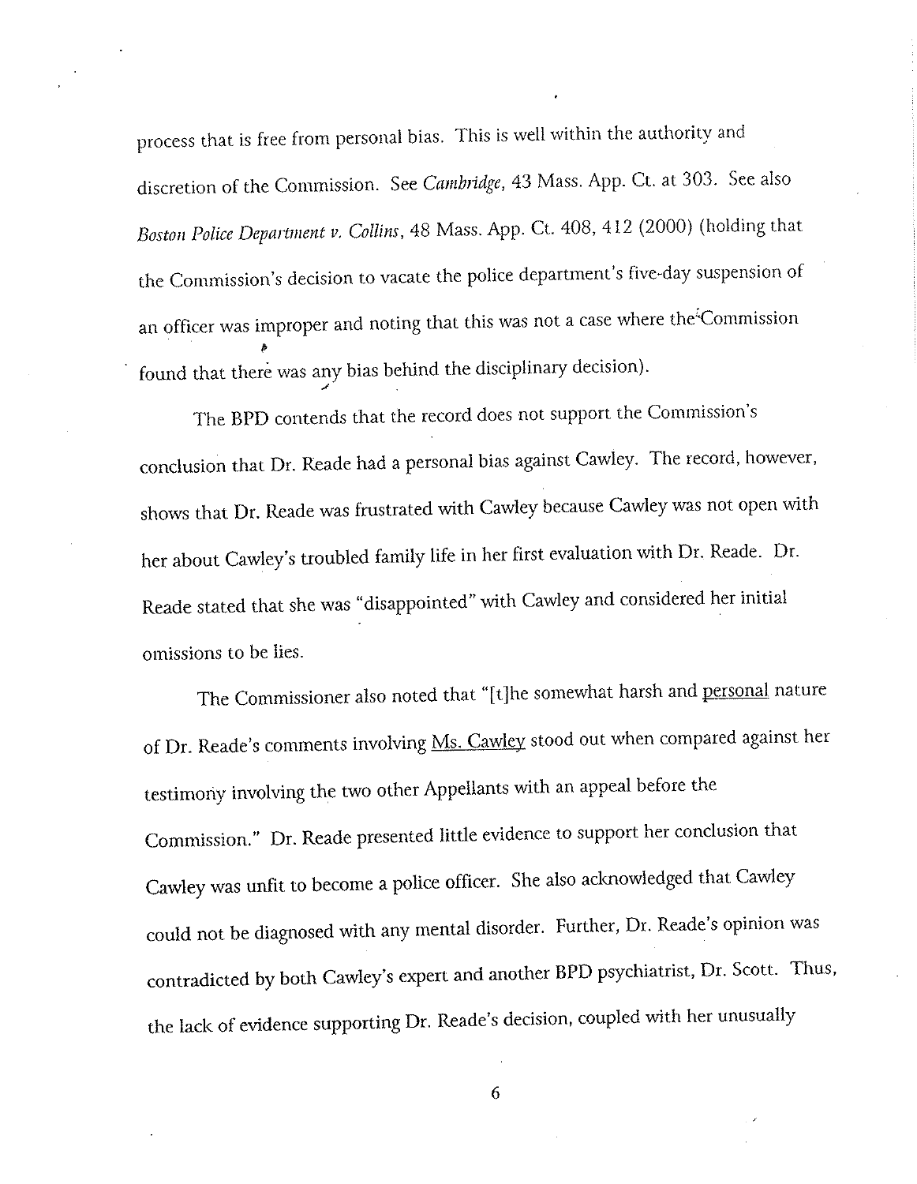process that is free from personal bias. This is well within the authority and discretion of the Commission. See *Cambridge*, 43 Mass. App. Ct. at 303. See also *Boston Police Department v. Collins*, 48 Mass. App. Ct. 408, 412 (2000) (holding that the Commission's decision to vacate the police department's five-day suspension of an officer was improper and noting that this was not a case where the Commission found that there was any bias behind the disciplinary decision).

The BPD contends that the record does not support the Commission's conclusion that Dr. Reade had a personal bias against Cawley. The record, however, shows that Dr. Reade was frustrated with Cawley because Cawley was not open with her about Cawley's troubled family life in her first evaluation with Dr. Reade. Dr. Reade stated that she was "disappointed" with Cawley and considered her initial omissions to be lies.

The Commissioner also noted that "[t]he somewhat harsh and personal nature of Dr. Reade's comments involving Ms. Cawley stood out when compared against her testimony involving the two other Appellants with an appeal before the Commission." Dr. Reade presented little evidence to support her conclusion that Cawley was unfit to become a police officer. She also acknowledged that Cawley could not be diagnosed with any mental disorder. Further, Dr. Reade's opinion was contradicted by both Cawley's expert and another BPD psychiatrist, Dr. Scott. Thus, the lack of evidence supporting Dr. Reade's decision, coupled with her unusually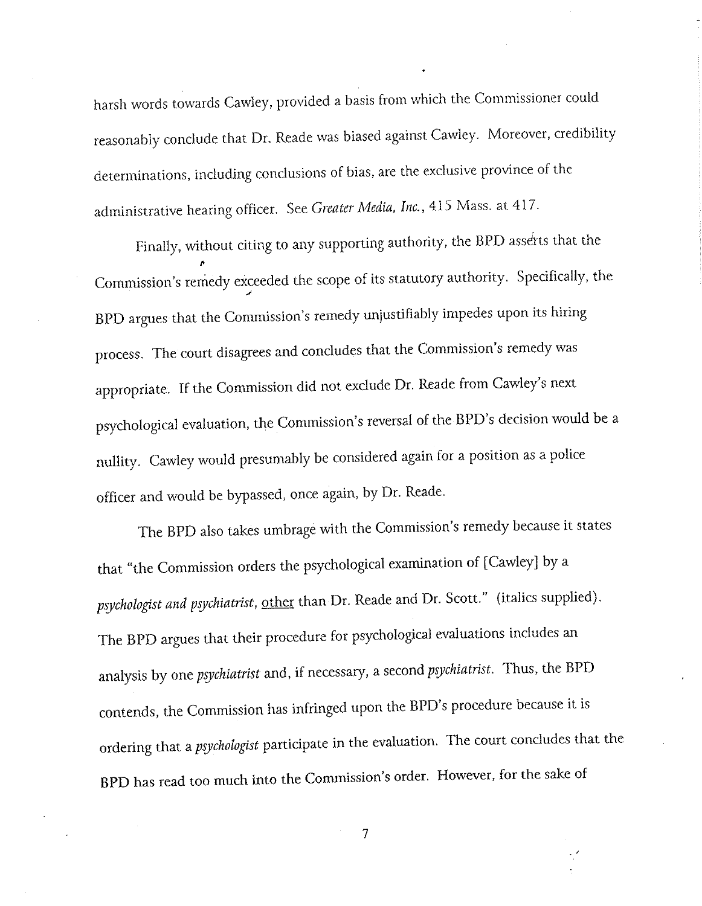harsh words towards Cawley, provided a basis from which the Commissioner could reasonably conclude that Dr. Reade was biased against Cawley. Moreover, credibility determinations, including conclusions of bias, are the exclusive province of the administrative hearing officer. See *Greater Media, Inc.*, 415 Mass. at 417.

Finally, without citing to any supporting authority, the BPD asserts that the Commission's remedy exceeded the scope of its statutory authority. Specifically, the BPD argues that the Commission's remedy unjustifiably impedes upon its hiring process. The court disagrees and concludes that the Commission's remedy was appropriate. If the Commission did not exclude Dr. Reade from Cawley's next psychological evaluation, the Commission's reversal of the BPD's decision would be a nullity. Cawley would presumably be considered again for a position as a police officer and would be bypassed, once again, by Dr. Reade.

The BPD also takes umbrage with the Commission's remedy because it states that "the Commission orders the psychological examination of [Cawley] by a *psychologist and psychiatrist*, <u>other</u> than Dr. Reade and Dr. Scott." (italics supplied). The BPD argues that their procedure for psychological evaluations includes an analysis by one *psychiatrist* and, if necessary, a second *psychiatrist*. Thus, the BPD contends, the Commission has infringed upon the BPD's procedure because it is ordering that a *psychologist* participate in the evaluation. The court concludes that the BPD has read too much into the Commission's order. However, for the sake of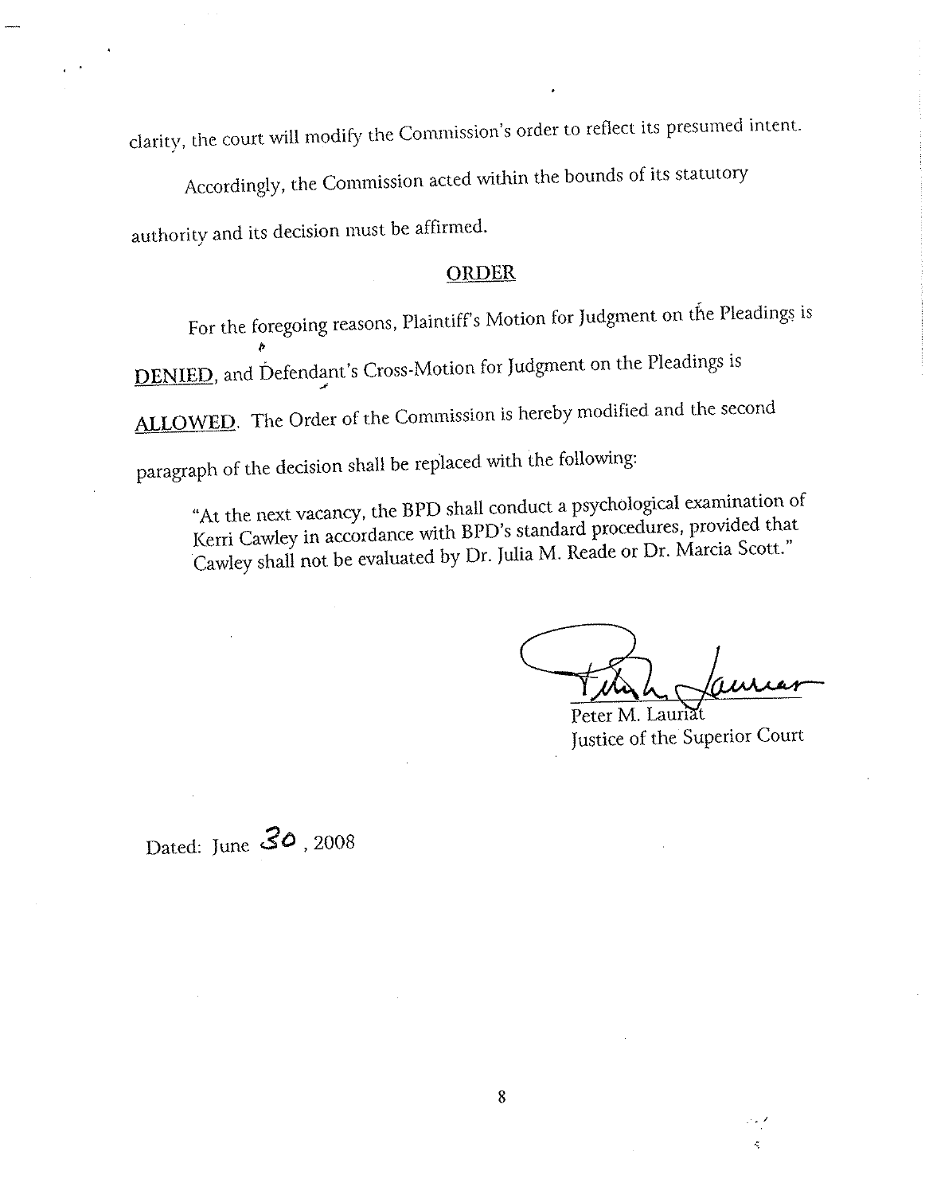clarity, the court will modify the Commission's order to reflect its presumed intent.

Accordingly, the Commission acted within the bounds of its statutory authority and its decision must be affirmed.

## ORDER

For the foregoing reasons, Plaintiff's Motion for Judgment on the Pleadings is **DENIED**, and Defendant's Cross-Motion for Judgment on the Pleadings is **ALLOWED**. The Order of the Commission is hereby modified and the second paragraph of the decision shall be replaced with the following:

> "At the next vacancy, the BPD shall conduct a psychological examination of Kerri Cawley in accordance with BPD's standard procedures, provided that Cawley shall not be evaluated by Dr. Julia M. Reade or Dr. Marcia Scott."

Peter M. Lauriat
Justice of the Superior Court

Dated: June 30, 2008